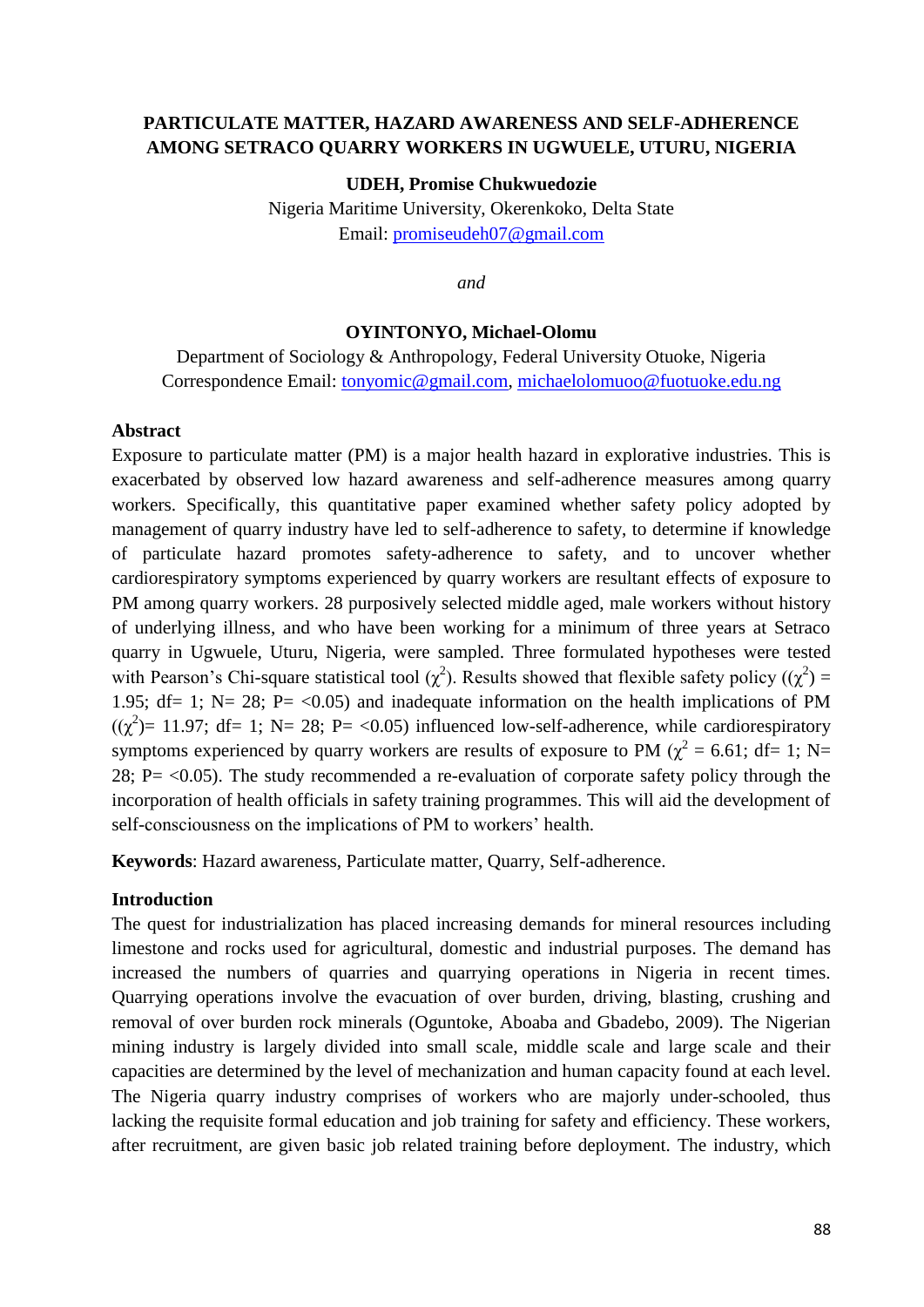# PARTICULATE MATTER, HAZARD AWARENESS AND SELF-ADHERENCE AMONG SETRACO QUARRY WORKERS IN UGWUELE, UTURU, NIGERIA

**UDEH, Promise Chukwuedozie**
Nigeria Maritime University, Okerenkoko, Delta State
Email: promiseudeh07@gmail.com

*and*

**OYINTONYO, Michael-Olomu**
Department of Sociology & Anthropology, Federal University Otuoke, Nigeria
Correspondence Email: tonyomic@gmail.com, michaelolomuoo@fuotuoke.edu.ng

## Abstract

Exposure to particulate matter (PM) is a major health hazard in explorative industries. This is exacerbated by observed low hazard awareness and self-adherence measures among quarry workers. Specifically, this quantitative paper examined whether safety policy adopted by management of quarry industry have led to self-adherence to safety, to determine if knowledge of particulate hazard promotes safety-adherence to safety, and to uncover whether cardiorespiratory symptoms experienced by quarry workers are resultant effects of exposure to PM among quarry workers. 28 purposively selected middle aged, male workers without history of underlying illness, and who have been working for a minimum of three years at Setraco quarry in Ugwuele, Uturu, Nigeria, were sampled. Three formulated hypotheses were tested with Pearson's Chi-square statistical tool ($\chi^2$). Results showed that flexible safety policy (($\chi^2$) = 1.95; df= 1; N= 28; P= <0.05) and inadequate information on the health implications of PM (($\chi^2$)= 11.97; df= 1; N= 28; P= <0.05) influenced low-self-adherence, while cardiorespiratory symptoms experienced by quarry workers are results of exposure to PM ($\chi^2$ = 6.61; df= 1; N= 28; P= <0.05). The study recommended a re-evaluation of corporate safety policy through the incorporation of health officials in safety training programmes. This will aid the development of self-consciousness on the implications of PM to workers' health.

**Keywords**: Hazard awareness, Particulate matter, Quarry, Self-adherence.

## Introduction

The quest for industrialization has placed increasing demands for mineral resources including limestone and rocks used for agricultural, domestic and industrial purposes. The demand has increased the numbers of quarries and quarrying operations in Nigeria in recent times. Quarrying operations involve the evacuation of over burden, driving, blasting, crushing and removal of over burden rock minerals (Oguntoke, Aboaba and Gbadebo, 2009). The Nigerian mining industry is largely divided into small scale, middle scale and large scale and their capacities are determined by the level of mechanization and human capacity found at each level. The Nigeria quarry industry comprises of workers who are majorly under-schooled, thus lacking the requisite formal education and job training for safety and efficiency. These workers, after recruitment, are given basic job related training before deployment. The industry, which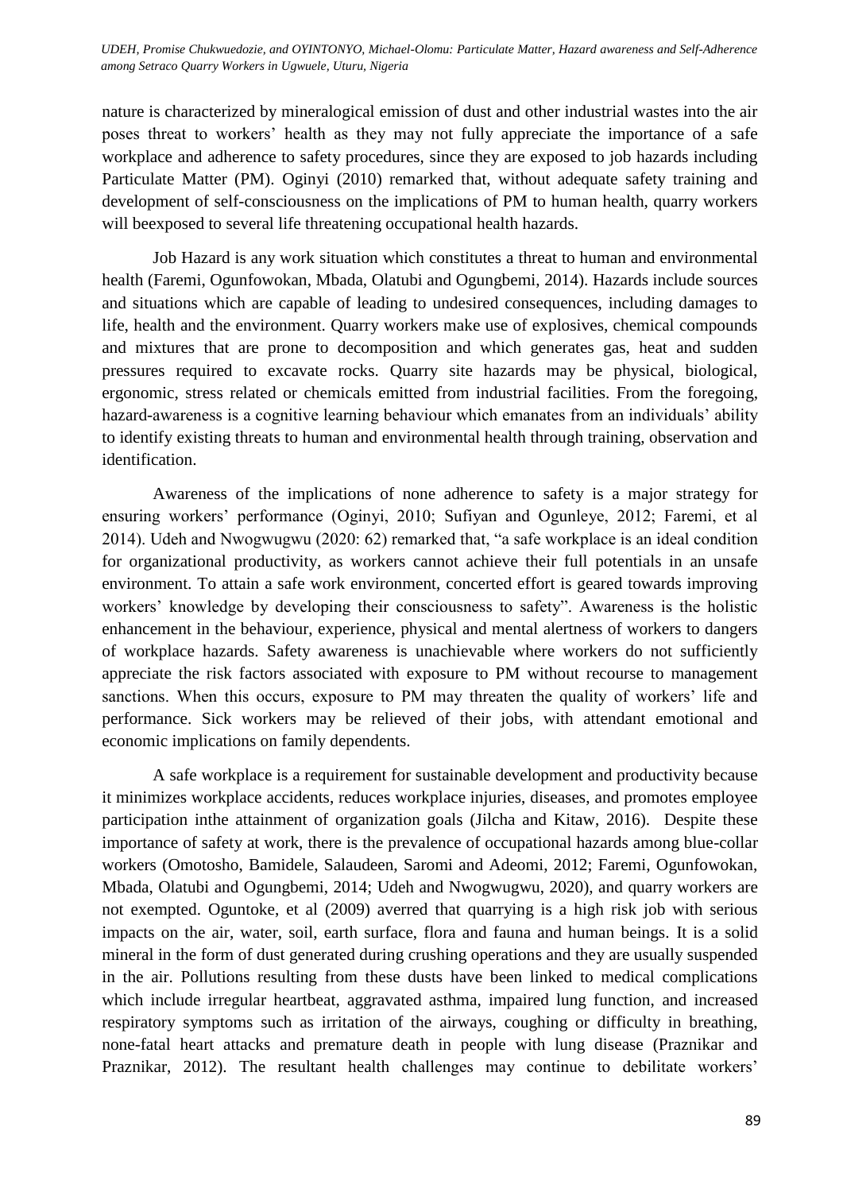nature is characterized by mineralogical emission of dust and other industrial wastes into the air poses threat to workers' health as they may not fully appreciate the importance of a safe workplace and adherence to safety procedures, since they are exposed to job hazards including Particulate Matter (PM). Oginyi (2010) remarked that, without adequate safety training and development of self-consciousness on the implications of PM to human health, quarry workers will beexposed to several life threatening occupational health hazards.

Job Hazard is any work situation which constitutes a threat to human and environmental health (Faremi, Ogunfowokan, Mbada, Olatubi and Ogungbemi, 2014). Hazards include sources and situations which are capable of leading to undesired consequences, including damages to life, health and the environment. Quarry workers make use of explosives, chemical compounds and mixtures that are prone to decomposition and which generates gas, heat and sudden pressures required to excavate rocks. Quarry site hazards may be physical, biological, ergonomic, stress related or chemicals emitted from industrial facilities. From the foregoing, hazard-awareness is a cognitive learning behaviour which emanates from an individuals' ability to identify existing threats to human and environmental health through training, observation and identification.

Awareness of the implications of none adherence to safety is a major strategy for ensuring workers' performance (Oginyi, 2010; Sufiyan and Ogunleye, 2012; Faremi, et al 2014). Udeh and Nwogwugwu (2020: 62) remarked that, "a safe workplace is an ideal condition for organizational productivity, as workers cannot achieve their full potentials in an unsafe environment. To attain a safe work environment, concerted effort is geared towards improving workers' knowledge by developing their consciousness to safety". Awareness is the holistic enhancement in the behaviour, experience, physical and mental alertness of workers to dangers of workplace hazards. Safety awareness is unachievable where workers do not sufficiently appreciate the risk factors associated with exposure to PM without recourse to management sanctions. When this occurs, exposure to PM may threaten the quality of workers' life and performance. Sick workers may be relieved of their jobs, with attendant emotional and economic implications on family dependents.

A safe workplace is a requirement for sustainable development and productivity because it minimizes workplace accidents, reduces workplace injuries, diseases, and promotes employee participation inthe attainment of organization goals (Jilcha and Kitaw, 2016). Despite these importance of safety at work, there is the prevalence of occupational hazards among blue-collar workers (Omotosho, Bamidele, Salaudeen, Saromi and Adeomi, 2012; Faremi, Ogunfowokan, Mbada, Olatubi and Ogungbemi, 2014; Udeh and Nwogwugwu, 2020), and quarry workers are not exempted. Oguntoke, et al (2009) averred that quarrying is a high risk job with serious impacts on the air, water, soil, earth surface, flora and fauna and human beings. It is a solid mineral in the form of dust generated during crushing operations and they are usually suspended in the air. Pollutions resulting from these dusts have been linked to medical complications which include irregular heartbeat, aggravated asthma, impaired lung function, and increased respiratory symptoms such as irritation of the airways, coughing or difficulty in breathing, none-fatal heart attacks and premature death in people with lung disease (Praznikar and Praznikar, 2012). The resultant health challenges may continue to debilitate workers'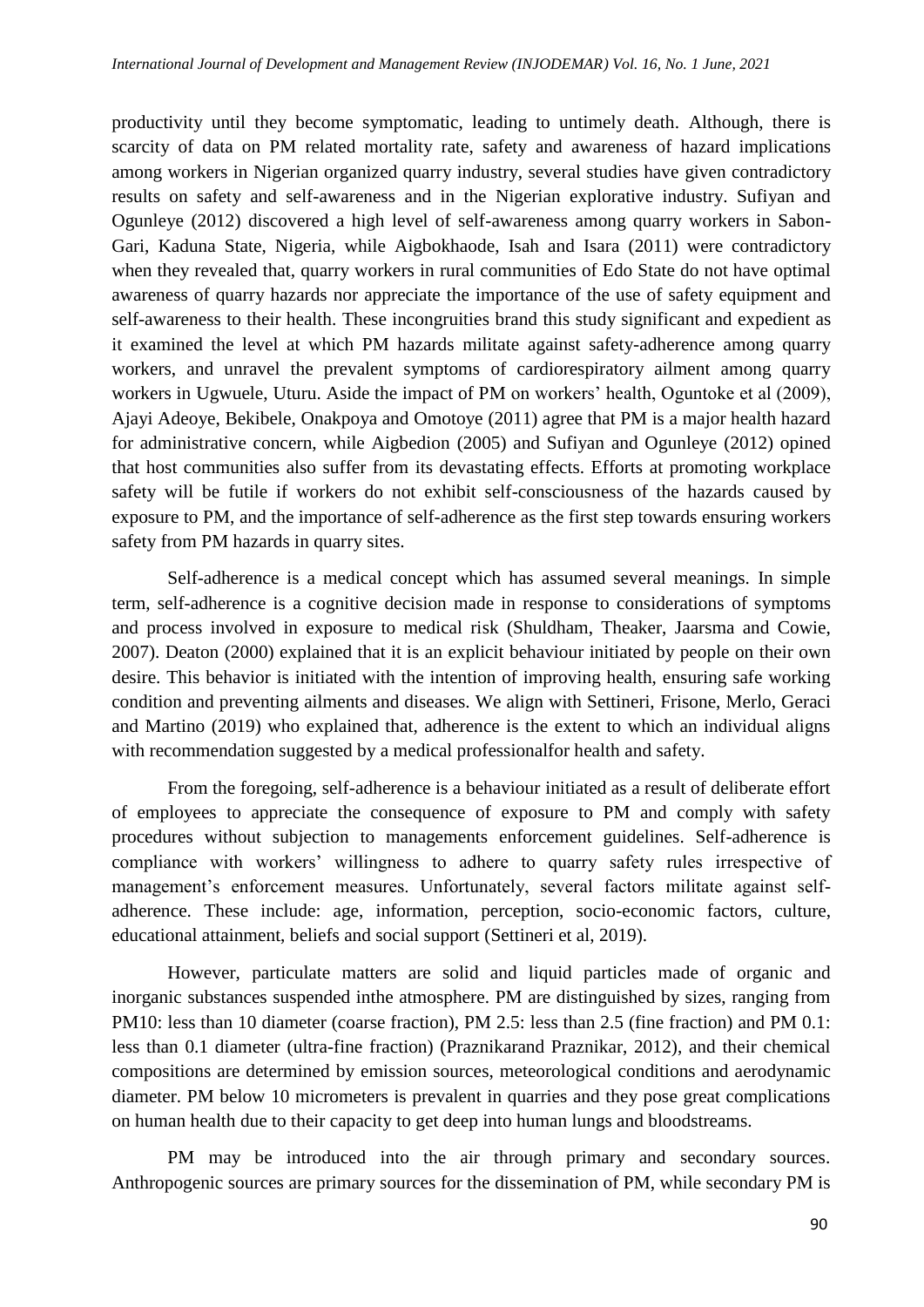productivity until they become symptomatic, leading to untimely death. Although, there is scarcity of data on PM related mortality rate, safety and awareness of hazard implications among workers in Nigerian organized quarry industry, several studies have given contradictory results on safety and self-awareness and in the Nigerian explorative industry. Sufiyan and Ogunleye (2012) discovered a high level of self-awareness among quarry workers in Sabon-Gari, Kaduna State, Nigeria, while Aigbokhaode, Isah and Isara (2011) were contradictory when they revealed that, quarry workers in rural communities of Edo State do not have optimal awareness of quarry hazards nor appreciate the importance of the use of safety equipment and self-awareness to their health. These incongruities brand this study significant and expedient as it examined the level at which PM hazards militate against safety-adherence among quarry workers, and unravel the prevalent symptoms of cardiorespiratory ailment among quarry workers in Ugwuele, Uturu. Aside the impact of PM on workers' health, Oguntoke et al (2009), Ajayi Adeoye, Bekibele, Onakpoya and Omotoye (2011) agree that PM is a major health hazard for administrative concern, while Aigbedion (2005) and Sufiyan and Ogunleye (2012) opined that host communities also suffer from its devastating effects. Efforts at promoting workplace safety will be futile if workers do not exhibit self-consciousness of the hazards caused by exposure to PM, and the importance of self-adherence as the first step towards ensuring workers safety from PM hazards in quarry sites.

Self-adherence is a medical concept which has assumed several meanings. In simple term, self-adherence is a cognitive decision made in response to considerations of symptoms and process involved in exposure to medical risk (Shuldham, Theaker, Jaarsma and Cowie, 2007). Deaton (2000) explained that it is an explicit behaviour initiated by people on their own desire. This behavior is initiated with the intention of improving health, ensuring safe working condition and preventing ailments and diseases. We align with Settineri, Frisone, Merlo, Geraci and Martino (2019) who explained that, adherence is the extent to which an individual aligns with recommendation suggested by a medical professionalfor health and safety.

From the foregoing, self-adherence is a behaviour initiated as a result of deliberate effort of employees to appreciate the consequence of exposure to PM and comply with safety procedures without subjection to managements enforcement guidelines. Self-adherence is compliance with workers' willingness to adhere to quarry safety rules irrespective of management's enforcement measures. Unfortunately, several factors militate against self-adherence. These include: age, information, perception, socio-economic factors, culture, educational attainment, beliefs and social support (Settineri et al, 2019).

However, particulate matters are solid and liquid particles made of organic and inorganic substances suspended inthe atmosphere. PM are distinguished by sizes, ranging from PM10: less than 10 diameter (coarse fraction), PM 2.5: less than 2.5 (fine fraction) and PM 0.1: less than 0.1 diameter (ultra-fine fraction) (Praznikarand Praznikar, 2012), and their chemical compositions are determined by emission sources, meteorological conditions and aerodynamic diameter. PM below 10 micrometers is prevalent in quarries and they pose great complications on human health due to their capacity to get deep into human lungs and bloodstreams.

PM may be introduced into the air through primary and secondary sources. Anthropogenic sources are primary sources for the dissemination of PM, while secondary PM is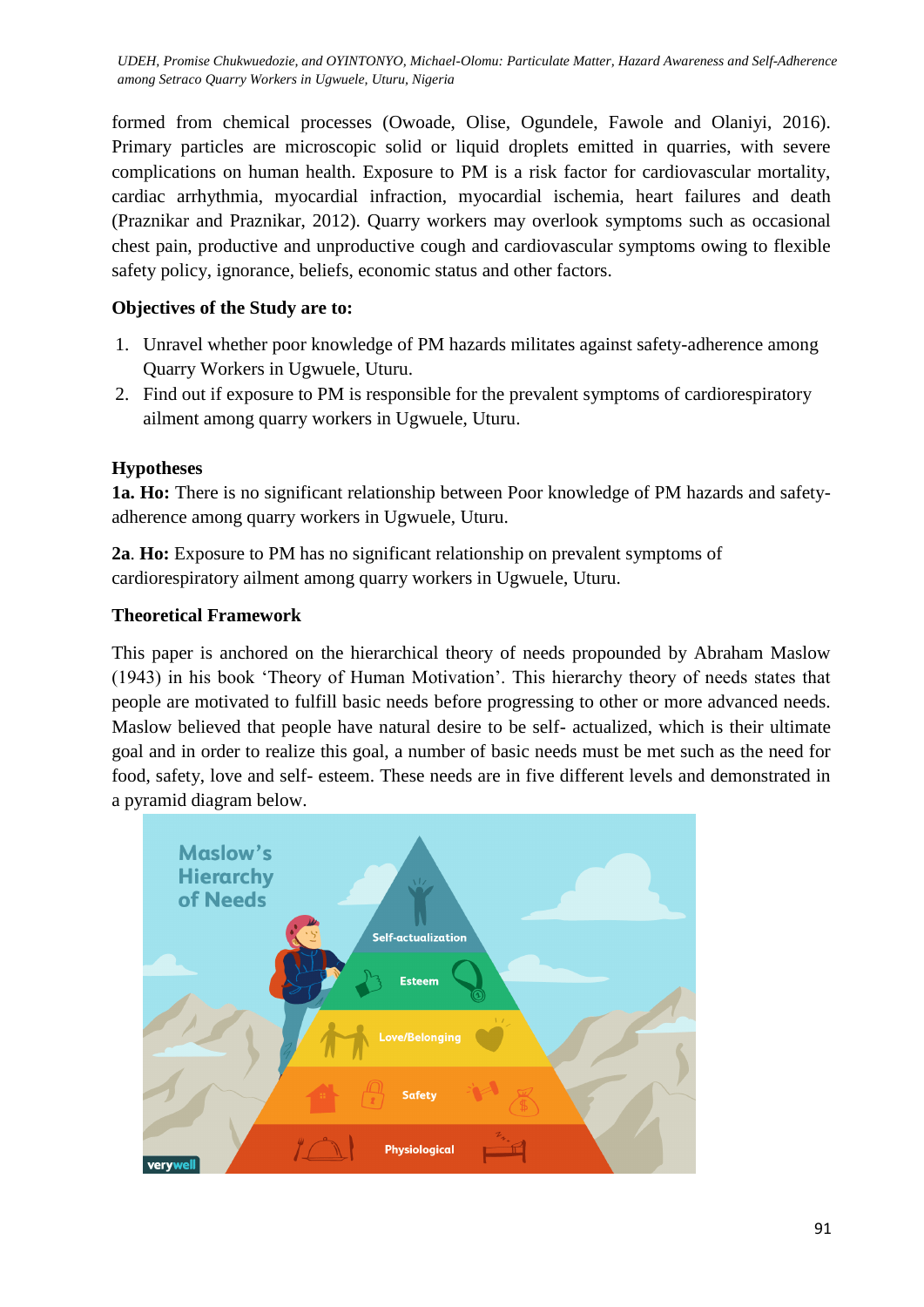formed from chemical processes (Owoade, Olise, Ogundele, Fawole and Olaniyi, 2016). Primary particles are microscopic solid or liquid droplets emitted in quarries, with severe complications on human health. Exposure to PM is a risk factor for cardiovascular mortality, cardiac arrhythmia, myocardial infraction, myocardial ischemia, heart failures and death (Praznikar and Praznikar, 2012). Quarry workers may overlook symptoms such as occasional chest pain, productive and unproductive cough and cardiovascular symptoms owing to flexible safety policy, ignorance, beliefs, economic status and other factors.

**Objectives of the Study are to:**

1. Unravel whether poor knowledge of PM hazards militates against safety-adherence among Quarry Workers in Ugwuele, Uturu.
2. Find out if exposure to PM is responsible for the prevalent symptoms of cardiorespiratory ailment among quarry workers in Ugwuele, Uturu.

**Hypotheses**

**1a. Ho:** There is no significant relationship between Poor knowledge of PM hazards and safety-adherence among quarry workers in Ugwuele, Uturu.

**2a**. **Ho:** Exposure to PM has no significant relationship on prevalent symptoms of cardiorespiratory ailment among quarry workers in Ugwuele, Uturu.

**Theoretical Framework**

This paper is anchored on the hierarchical theory of needs propounded by Abraham Maslow (1943) in his book 'Theory of Human Motivation'. This hierarchy theory of needs states that people are motivated to fulfill basic needs before progressing to other or more advanced needs. Maslow believed that people have natural desire to be self- actualized, which is their ultimate goal and in order to realize this goal, a number of basic needs must be met such as the need for food, safety, love and self- esteem. These needs are in five different levels and demonstrated in a pyramid diagram below.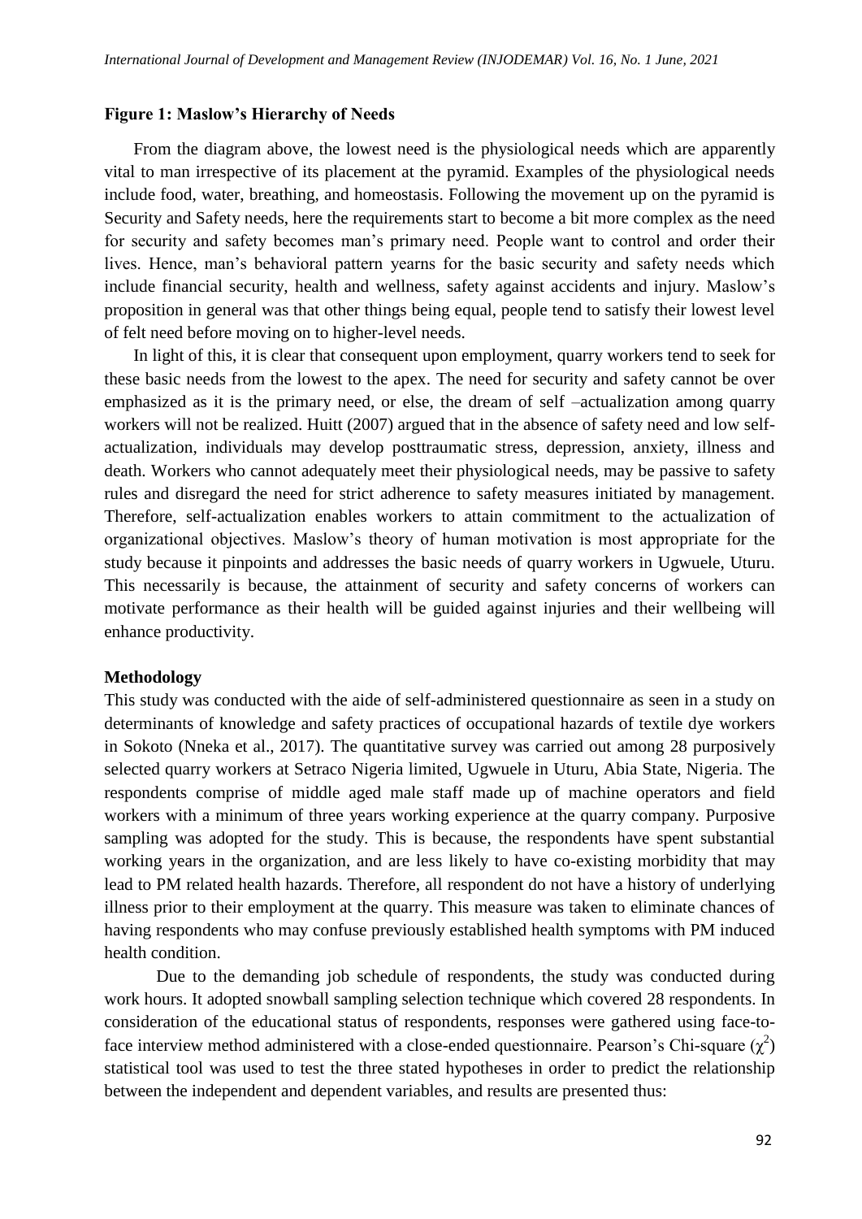**Figure 1: Maslow's Hierarchy of Needs**

From the diagram above, the lowest need is the physiological needs which are apparently vital to man irrespective of its placement at the pyramid. Examples of the physiological needs include food, water, breathing, and homeostasis. Following the movement up on the pyramid is Security and Safety needs, here the requirements start to become a bit more complex as the need for security and safety becomes man's primary need. People want to control and order their lives. Hence, man's behavioral pattern yearns for the basic security and safety needs which include financial security, health and wellness, safety against accidents and injury. Maslow's proposition in general was that other things being equal, people tend to satisfy their lowest level of felt need before moving on to higher-level needs.

In light of this, it is clear that consequent upon employment, quarry workers tend to seek for these basic needs from the lowest to the apex. The need for security and safety cannot be over emphasized as it is the primary need, or else, the dream of self –actualization among quarry workers will not be realized. Huitt (2007) argued that in the absence of safety need and low self-actualization, individuals may develop posttraumatic stress, depression, anxiety, illness and death. Workers who cannot adequately meet their physiological needs, may be passive to safety rules and disregard the need for strict adherence to safety measures initiated by management. Therefore, self-actualization enables workers to attain commitment to the actualization of organizational objectives. Maslow's theory of human motivation is most appropriate for the study because it pinpoints and addresses the basic needs of quarry workers in Ugwuele, Uturu. This necessarily is because, the attainment of security and safety concerns of workers can motivate performance as their health will be guided against injuries and their wellbeing will enhance productivity.

## Methodology

This study was conducted with the aide of self-administered questionnaire as seen in a study on determinants of knowledge and safety practices of occupational hazards of textile dye workers in Sokoto (Nneka et al., 2017). The quantitative survey was carried out among 28 purposively selected quarry workers at Setraco Nigeria limited, Ugwuele in Uturu, Abia State, Nigeria. The respondents comprise of middle aged male staff made up of machine operators and field workers with a minimum of three years working experience at the quarry company. Purposive sampling was adopted for the study. This is because, the respondents have spent substantial working years in the organization, and are less likely to have co-existing morbidity that may lead to PM related health hazards. Therefore, all respondent do not have a history of underlying illness prior to their employment at the quarry. This measure was taken to eliminate chances of having respondents who may confuse previously established health symptoms with PM induced health condition.

Due to the demanding job schedule of respondents, the study was conducted during work hours. It adopted snowball sampling selection technique which covered 28 respondents. In consideration of the educational status of respondents, responses were gathered using face-to-face interview method administered with a close-ended questionnaire. Pearson's Chi-square ($\chi^2$) statistical tool was used to test the three stated hypotheses in order to predict the relationship between the independent and dependent variables, and results are presented thus: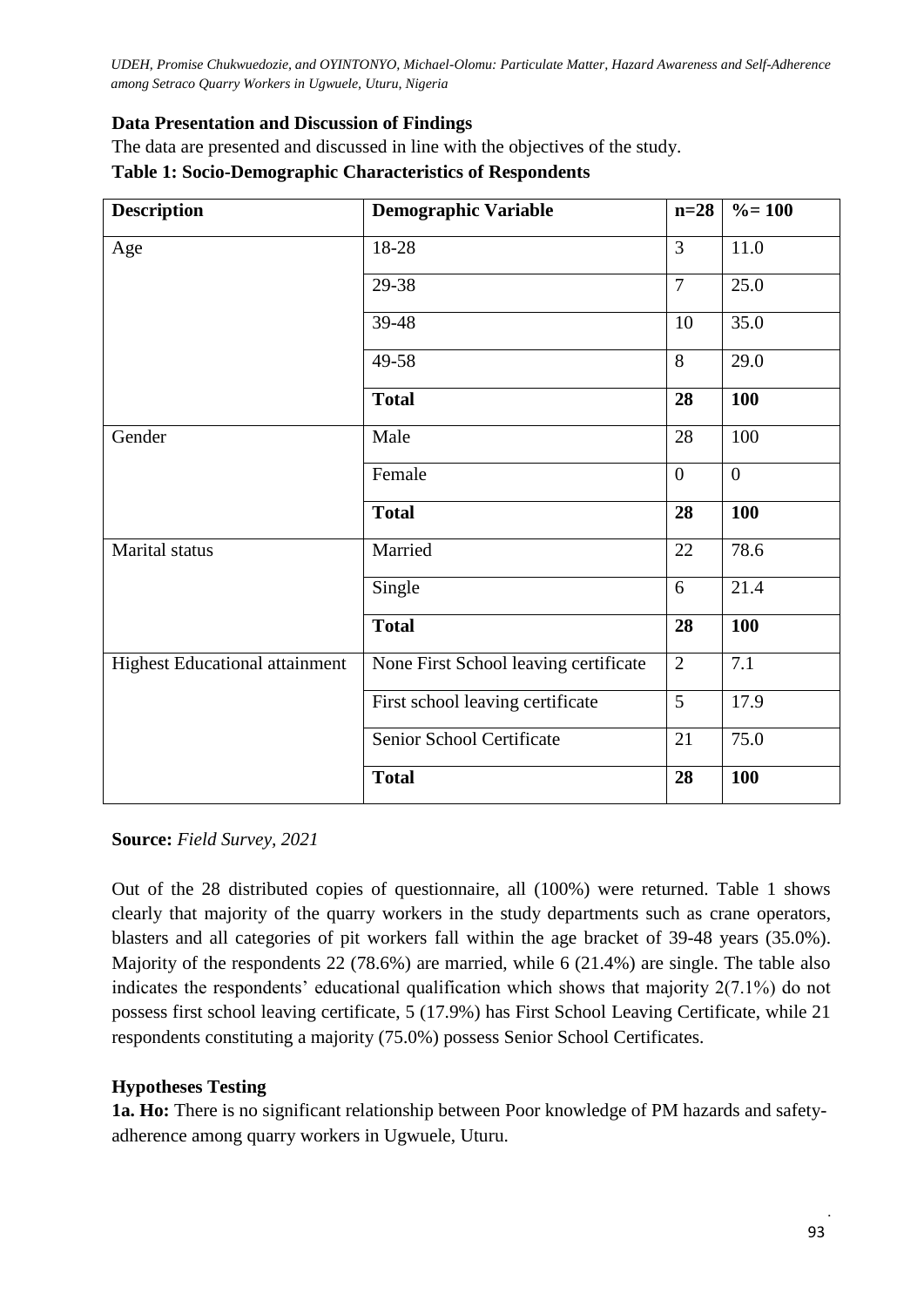**Data Presentation and Discussion of Findings**

The data are presented and discussed in line with the objectives of the study.

**Table 1: Socio-Demographic Characteristics of Respondents**

| Description | Demographic Variable | n=28 | %= 100 |
|---|---|---|---|
| Age | 18-28 | 3 | 11.0 |
| | 29-38 | 7 | 25.0 |
| | 39-48 | 10 | 35.0 |
| | 49-58 | 8 | 29.0 |
| | **Total** | **28** | **100** |
| Gender | Male | 28 | 100 |
| | Female | 0 | 0 |
| | **Total** | **28** | **100** |
| Marital status | Married | 22 | 78.6 |
| | Single | 6 | 21.4 |
| | **Total** | **28** | **100** |
| Highest Educational attainment | None First School leaving certificate | 2 | 7.1 |
| | First school leaving certificate | 5 | 17.9 |
| | Senior School Certificate | 21 | 75.0 |
| | **Total** | **28** | **100** |

**Source:** *Field Survey, 2021*

Out of the 28 distributed copies of questionnaire, all (100%) were returned. Table 1 shows clearly that majority of the quarry workers in the study departments such as crane operators, blasters and all categories of pit workers fall within the age bracket of 39-48 years (35.0%). Majority of the respondents 22 (78.6%) are married, while 6 (21.4%) are single. The table also indicates the respondents' educational qualification which shows that majority 2(7.1%) do not possess first school leaving certificate, 5 (17.9%) has First School Leaving Certificate, while 21 respondents constituting a majority (75.0%) possess Senior School Certificates.

**Hypotheses Testing**

**1a. Ho:** There is no significant relationship between Poor knowledge of PM hazards and safety-adherence among quarry workers in Ugwuele, Uturu.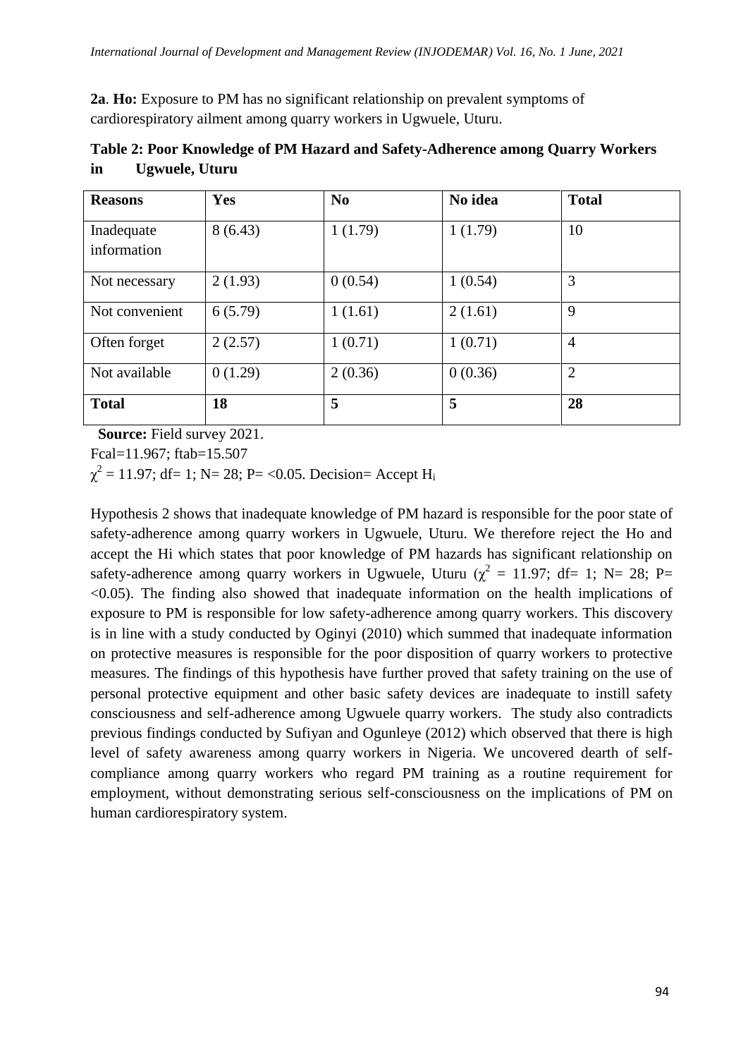**2a**. **Ho:** Exposure to PM has no significant relationship on prevalent symptoms of cardiorespiratory ailment among quarry workers in Ugwuele, Uturu.

**Table 2: Poor Knowledge of PM Hazard and Safety-Adherence among Quarry Workers in Ugwuele, Uturu**

| Reasons | Yes | No | No idea | Total |
|---|---|---|---|---|
| Inadequate information | 8 (6.43) | 1 (1.79) | 1 (1.79) | 10 |
| Not necessary | 2 (1.93) | 0 (0.54) | 1 (0.54) | 3 |
| Not convenient | 6 (5.79) | 1 (1.61) | 2 (1.61) | 9 |
| Often forget | 2 (2.57) | 1 (0.71) | 1 (0.71) | 4 |
| Not available | 0 (1.29) | 2 (0.36) | 0 (0.36) | 2 |
| **Total** | **18** | **5** | **5** | **28** |

**Source:** Field survey 2021.

Fcal=11.967; ftab=15.507

$\chi^2 = 11.97$; df= 1; N= 28; P= <0.05. Decision= Accept $H_i$

Hypothesis 2 shows that inadequate knowledge of PM hazard is responsible for the poor state of safety-adherence among quarry workers in Ugwuele, Uturu. We therefore reject the Ho and accept the Hi which states that poor knowledge of PM hazards has significant relationship on safety-adherence among quarry workers in Ugwuele, Uturu ($\chi^2 = 11.97$; df= 1; N= 28; P= <0.05). The finding also showed that inadequate information on the health implications of exposure to PM is responsible for low safety-adherence among quarry workers. This discovery is in line with a study conducted by Oginyi (2010) which summed that inadequate information on protective measures is responsible for the poor disposition of quarry workers to protective measures. The findings of this hypothesis have further proved that safety training on the use of personal protective equipment and other basic safety devices are inadequate to instill safety consciousness and self-adherence among Ugwuele quarry workers. The study also contradicts previous findings conducted by Sufiyan and Ogunleye (2012) which observed that there is high level of safety awareness among quarry workers in Nigeria. We uncovered dearth of self-compliance among quarry workers who regard PM training as a routine requirement for employment, without demonstrating serious self-consciousness on the implications of PM on human cardiorespiratory system.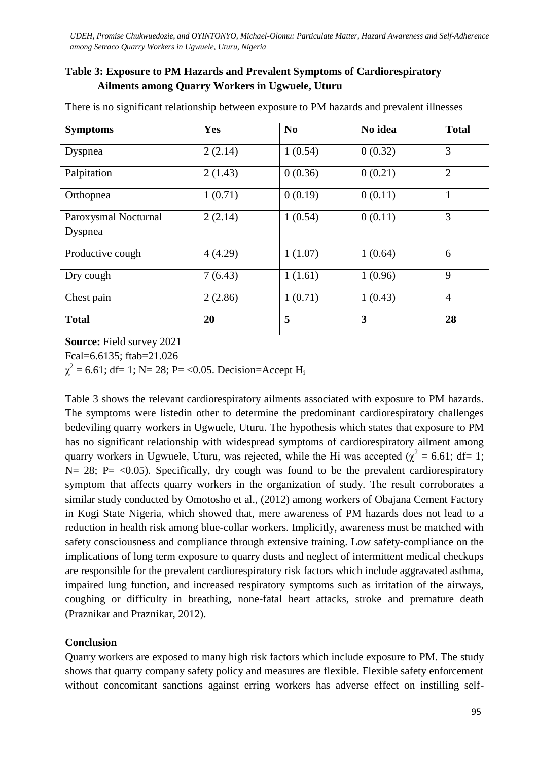**Table 3: Exposure to PM Hazards and Prevalent Symptoms of Cardiorespiratory Ailments among Quarry Workers in Ugwuele, Uturu**

There is no significant relationship between exposure to PM hazards and prevalent illnesses

| **Symptoms** | **Yes** | **No** | **No idea** | **Total** |
|---|---|---|---|---|
| Dyspnea | 2 (2.14) | 1 (0.54) | 0 (0.32) | 3 |
| Palpitation | 2 (1.43) | 0 (0.36) | 0 (0.21) | 2 |
| Orthopnea | 1 (0.71) | 0 (0.19) | 0 (0.11) | 1 |
| Paroxysmal Nocturnal Dyspnea | 2 (2.14) | 1 (0.54) | 0 (0.11) | 3 |
| Productive cough | 4 (4.29) | 1 (1.07) | 1 (0.64) | 6 |
| Dry cough | 7 (6.43) | 1 (1.61) | 1 (0.96) | 9 |
| Chest pain | 2 (2.86) | 1 (0.71) | 1 (0.43) | 4 |
| **Total** | **20** | **5** | **3** | **28** |

**Source:** Field survey 2021

Fcal=6.6135; ftab=21.026

$\chi^2 = 6.61$; df= 1; N= 28; P= <0.05. Decision=Accept $H_i$

Table 3 shows the relevant cardiorespiratory ailments associated with exposure to PM hazards. The symptoms were listedin other to determine the predominant cardiorespiratory challenges bedeviling quarry workers in Ugwuele, Uturu. The hypothesis which states that exposure to PM has no significant relationship with widespread symptoms of cardiorespiratory ailment among quarry workers in Ugwuele, Uturu, was rejected, while the Hi was accepted ($\chi^2 = 6.61$; df= 1; N= 28; P= <0.05). Specifically, dry cough was found to be the prevalent cardiorespiratory symptom that affects quarry workers in the organization of study. The result corroborates a similar study conducted by Omotosho et al., (2012) among workers of Obajana Cement Factory in Kogi State Nigeria, which showed that, mere awareness of PM hazards does not lead to a reduction in health risk among blue-collar workers. Implicitly, awareness must be matched with safety consciousness and compliance through extensive training. Low safety-compliance on the implications of long term exposure to quarry dusts and neglect of intermittent medical checkups are responsible for the prevalent cardiorespiratory risk factors which include aggravated asthma, impaired lung function, and increased respiratory symptoms such as irritation of the airways, coughing or difficulty in breathing, none-fatal heart attacks, stroke and premature death (Praznikar and Praznikar, 2012).

## Conclusion

Quarry workers are exposed to many high risk factors which include exposure to PM. The study shows that quarry company safety policy and measures are flexible. Flexible safety enforcement without concomitant sanctions against erring workers has adverse effect on instilling self-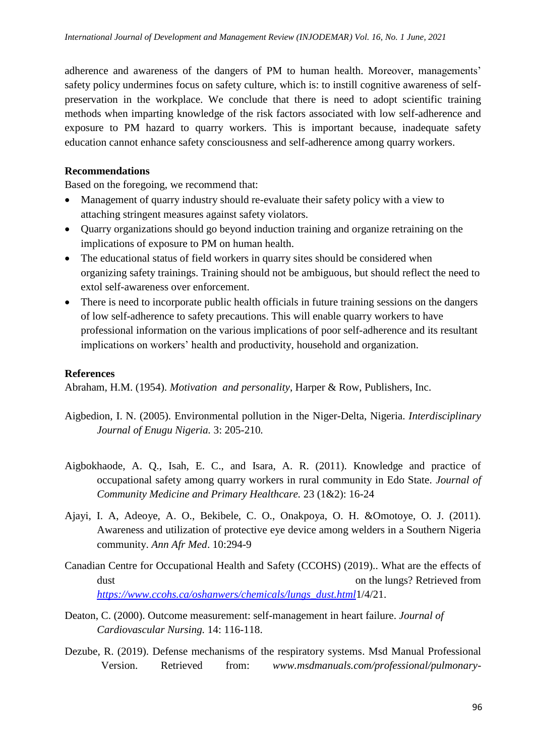adherence and awareness of the dangers of PM to human health. Moreover, managements' safety policy undermines focus on safety culture, which is: to instill cognitive awareness of self-preservation in the workplace. We conclude that there is need to adopt scientific training methods when imparting knowledge of the risk factors associated with low self-adherence and exposure to PM hazard to quarry workers. This is important because, inadequate safety education cannot enhance safety consciousness and self-adherence among quarry workers.

**Recommendations**

Based on the foregoing, we recommend that:

- Management of quarry industry should re-evaluate their safety policy with a view to attaching stringent measures against safety violators.
- Quarry organizations should go beyond induction training and organize retraining on the implications of exposure to PM on human health.
- The educational status of field workers in quarry sites should be considered when organizing safety trainings. Training should not be ambiguous, but should reflect the need to extol self-awareness over enforcement.
- There is need to incorporate public health officials in future training sessions on the dangers of low self-adherence to safety precautions. This will enable quarry workers to have professional information on the various implications of poor self-adherence and its resultant implications on workers' health and productivity, household and organization.

**References**

Abraham, H.M. (1954). *Motivation and personality*, Harper & Row, Publishers, Inc.

Aigbedion, I. N. (2005). Environmental pollution in the Niger-Delta, Nigeria. *Interdisciplinary Journal of Enugu Nigeria.* 3: 205-210.

Aigbokhaode, A. Q., Isah, E. C., and Isara, A. R. (2011). Knowledge and practice of occupational safety among quarry workers in rural community in Edo State. *Journal of Community Medicine and Primary Healthcare.* 23 (1&2): 16-24

Ajayi, I. A, Adeoye, A. O., Bekibele, C. O., Onakpoya, O. H. &Omotoye, O. J. (2011). Awareness and utilization of protective eye device among welders in a Southern Nigeria community. *Ann Afr Med*. 10:294-9

Canadian Centre for Occupational Health and Safety (CCOHS) (2019).. What are the effects of dust on the lungs? Retrieved from *https://www.ccohs.ca/oshanwers/chemicals/lungs_dust.html*1/4/21.

Deaton, C. (2000). Outcome measurement: self-management in heart failure. *Journal of Cardiovascular Nursing.* 14: 116-118.

Dezube, R. (2019). Defense mechanisms of the respiratory systems. Msd Manual Professional Version. Retrieved from: *www.msdmanuals.com/professional/pulmonary-*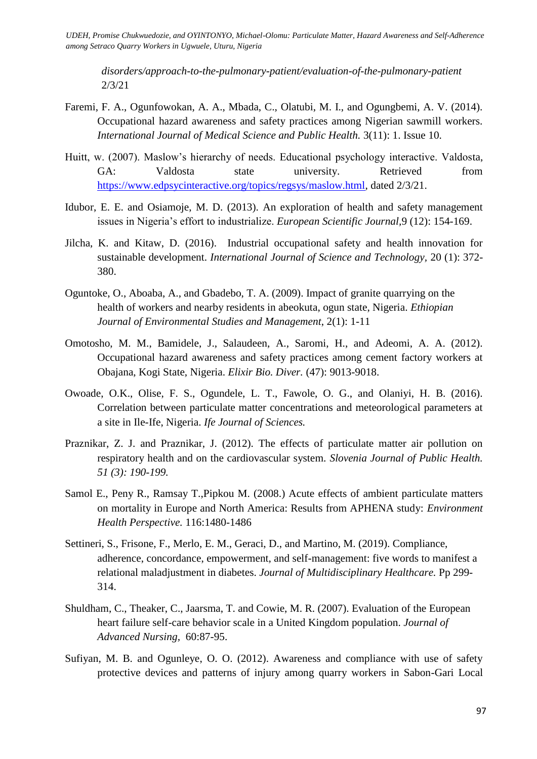disorders/approach-to-the-pulmonary-patient/evaluation-of-the-pulmonary-patient 2/3/21

Faremi, F. A., Ogunfowokan, A. A., Mbada, C., Olatubi, M. I., and Ogungbemi, A. V. (2014). Occupational hazard awareness and safety practices among Nigerian sawmill workers. *International Journal of Medical Science and Public Health.* 3(11): 1. Issue 10.

Huitt, w. (2007). Maslow's hierarchy of needs. Educational psychology interactive. Valdosta, GA: Valdosta state university. Retrieved from https://www.edpsycinteractive.org/topics/regsys/maslow.html, dated 2/3/21.

Idubor, E. E. and Osiamoje, M. D. (2013). An exploration of health and safety management issues in Nigeria's effort to industrialize. *European Scientific Journal*,9 (12): 154-169.

Jilcha, K. and Kitaw, D. (2016). Industrial occupational safety and health innovation for sustainable development. *International Journal of Science and Technology*, 20 (1): 372-380.

Oguntoke, O., Aboaba, A., and Gbadebo, T. A. (2009). Impact of granite quarrying on the health of workers and nearby residents in abeokuta, ogun state, Nigeria. *Ethiopian Journal of Environmental Studies and Management*, 2(1): 1-11

Omotosho, M. M., Bamidele, J., Salaudeen, A., Saromi, H., and Adeomi, A. A. (2012). Occupational hazard awareness and safety practices among cement factory workers at Obajana, Kogi State, Nigeria. *Elixir Bio. Diver.* (47): 9013-9018.

Owoade, O.K., Olise, F. S., Ogundele, L. T., Fawole, O. G., and Olaniyi, H. B. (2016). Correlation between particulate matter concentrations and meteorological parameters at a site in Ile-Ife, Nigeria. *Ife Journal of Sciences.*

Praznikar, Z. J. and Praznikar, J. (2012). The effects of particulate matter air pollution on respiratory health and on the cardiovascular system. *Slovenia Journal of Public Health. 51 (3): 190-199.*

Samol E., Peny R., Ramsay T.,Pipkou M. (2008.) Acute effects of ambient particulate matters on mortality in Europe and North America: Results from APHENA study: *Environment Health Perspective.* 116:1480-1486

Settineri, S., Frisone, F., Merlo, E. M., Geraci, D., and Martino, M. (2019). Compliance, adherence, concordance, empowerment, and self-management: five words to manifest a relational maladjustment in diabetes. *Journal of Multidisciplinary Healthcare.* Pp 299-314.

Shuldham, C., Theaker, C., Jaarsma, T. and Cowie, M. R. (2007). Evaluation of the European heart failure self-care behavior scale in a United Kingdom population. *Journal of Advanced Nursing*, 60:87-95.

Sufiyan, M. B. and Ogunleye, O. O. (2012). Awareness and compliance with use of safety protective devices and patterns of injury among quarry workers in Sabon-Gari Local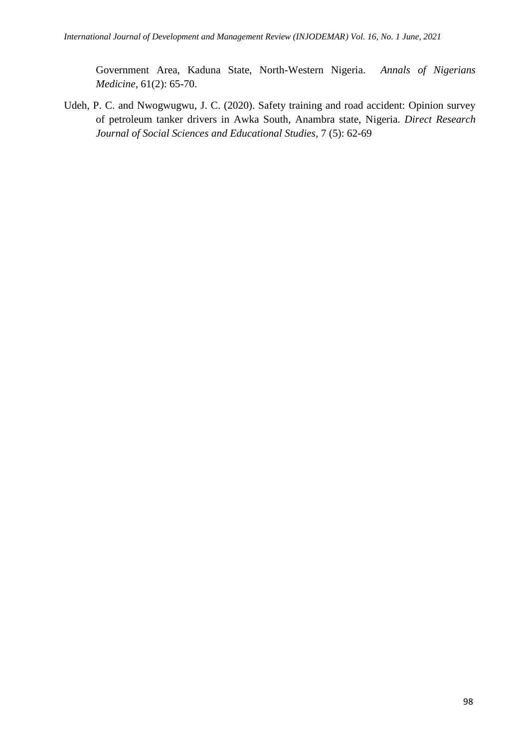Government Area, Kaduna State, North-Western Nigeria. *Annals of Nigerians Medicine*, 61(2): 65-70.

Udeh, P. C. and Nwogwugwu, J. C. (2020). Safety training and road accident: Opinion survey of petroleum tanker drivers in Awka South, Anambra state, Nigeria. *Direct Research Journal of Social Sciences and Educational Studies*, 7 (5): 62-69